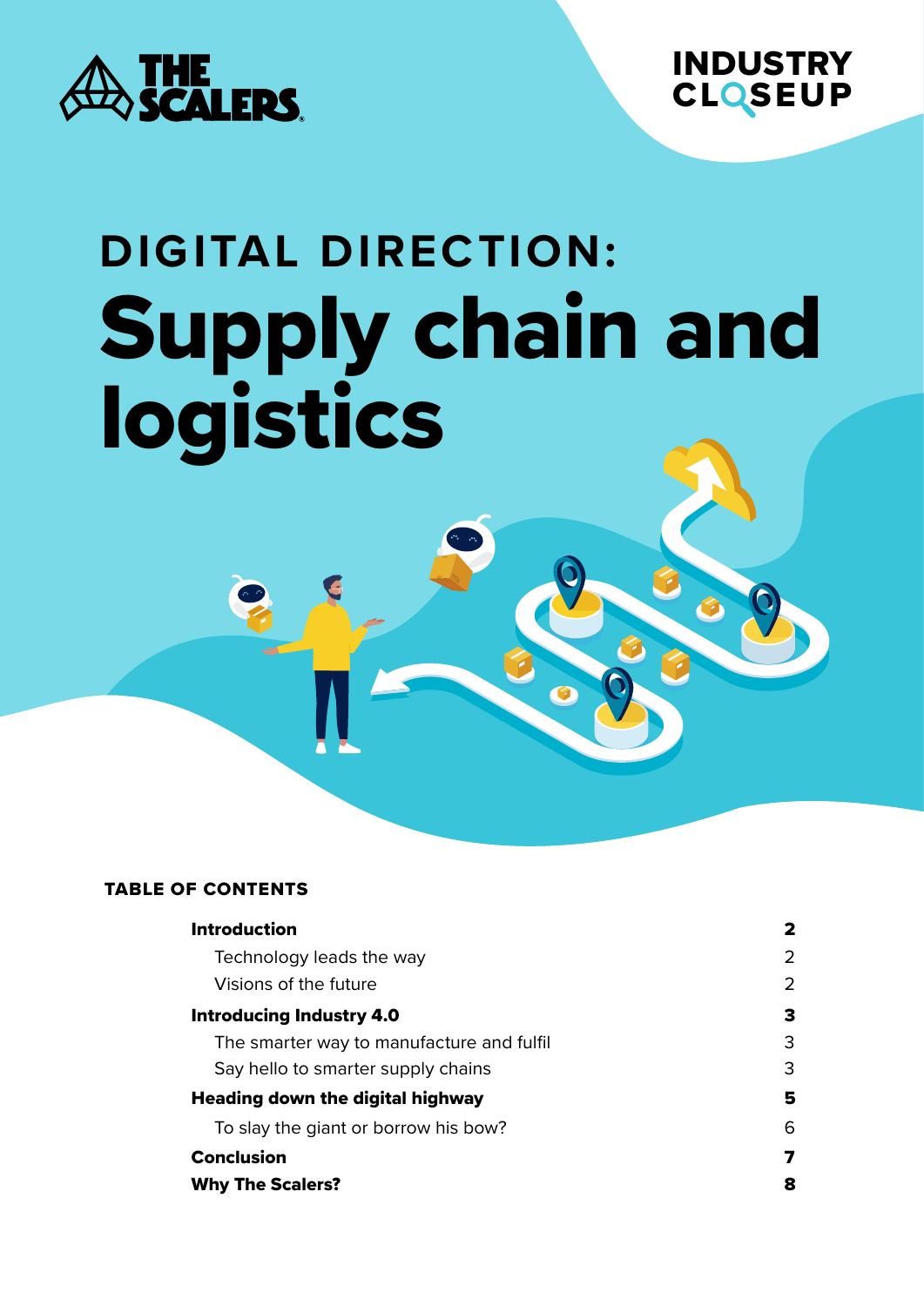THE SCALERS

INDUSTRY CLOSEUP

# DIGITAL DIRECTION: Supply chain and logistics

## TABLE OF CONTENTS

| | |
|---|---|
| **Introduction** | **2** |
| Technology leads the way | 2 |
| Visions of the future | 2 |
| **Introducing Industry 4.0** | **3** |
| The smarter way to manufacture and fulfil | 3 |
| Say hello to smarter supply chains | 3 |
| **Heading down the digital highway** | **5** |
| To slay the giant or borrow his bow? | 6 |
| **Conclusion** | **7** |
| **Why The Scalers?** | **8** |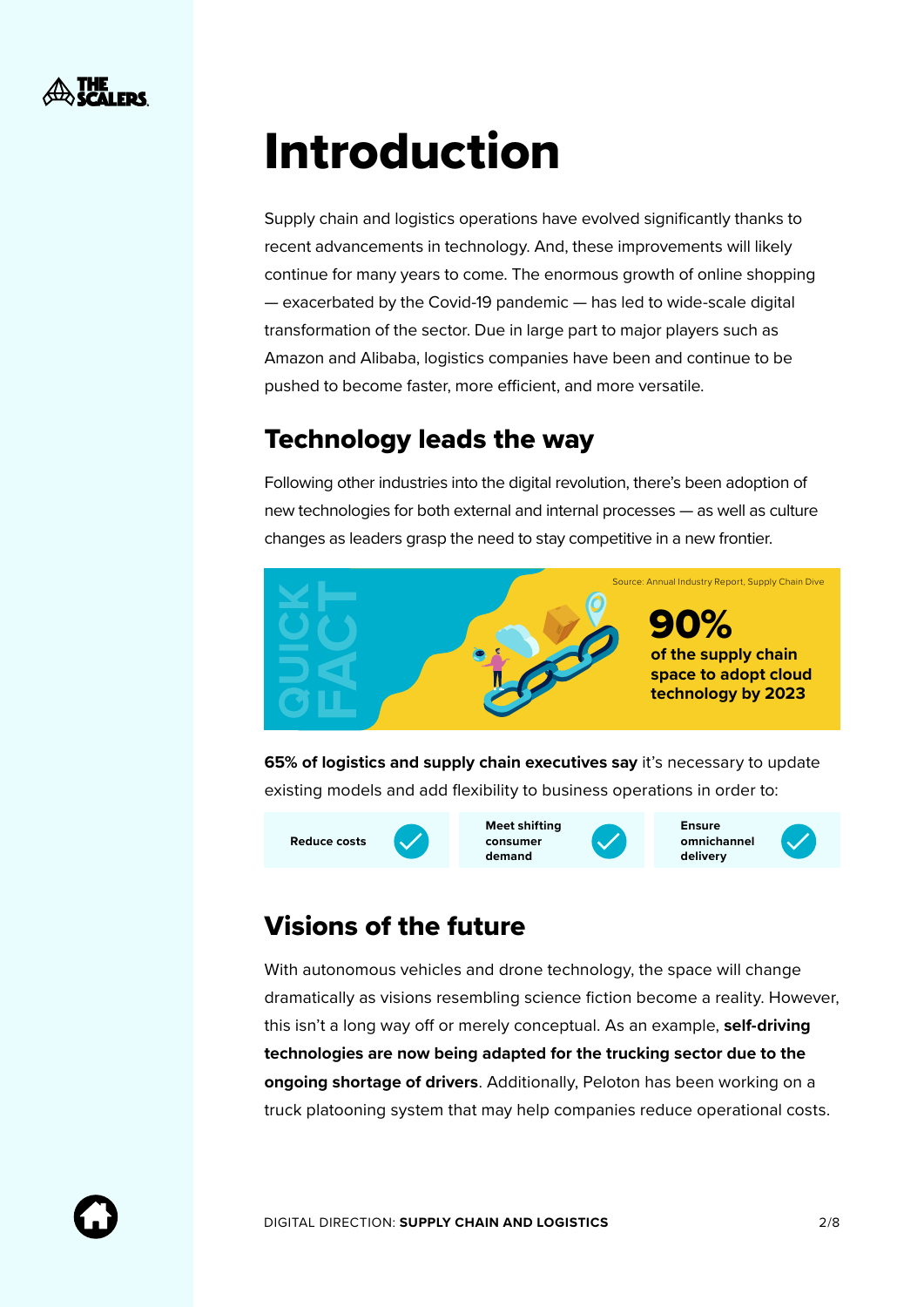// Introduction

Supply chain and logistics operations have evolved significantly thanks to recent advancements in technology. And, these improvements will likely continue for many years to come. The enormous growth of online shopping — exacerbated by the Covid-19 pandemic — has led to wide-scale digital transformation of the sector. Due in large part to major players such as Amazon and Alibaba, logistics companies have been and continue to be pushed to become faster, more efficient, and more versatile.

## Technology leads the way

Following other industries into the digital revolution, there's been adoption of new technologies for both external and internal processes — as well as culture changes as leaders grasp the need to stay competitive in a new frontier.

QUICK FACT

Source: Annual Industry Report, Supply Chain Dive

**90%**

**of the supply chain space to adopt cloud technology by 2023**

**65% of logistics and supply chain executives say** it's necessary to update existing models and add flexibility to business operations in order to:

- **Reduce costs**
- **Meet shifting consumer demand**
- **Ensure omnichannel delivery**

## Visions of the future

With autonomous vehicles and drone technology, the space will change dramatically as visions resembling science fiction become a reality. However, this isn't a long way off or merely conceptual. As an example, **self-driving technologies are now being adapted for the trucking sector due to the ongoing shortage of drivers**. Additionally, Peloton has been working on a truck platooning system that may help companies reduce operational costs.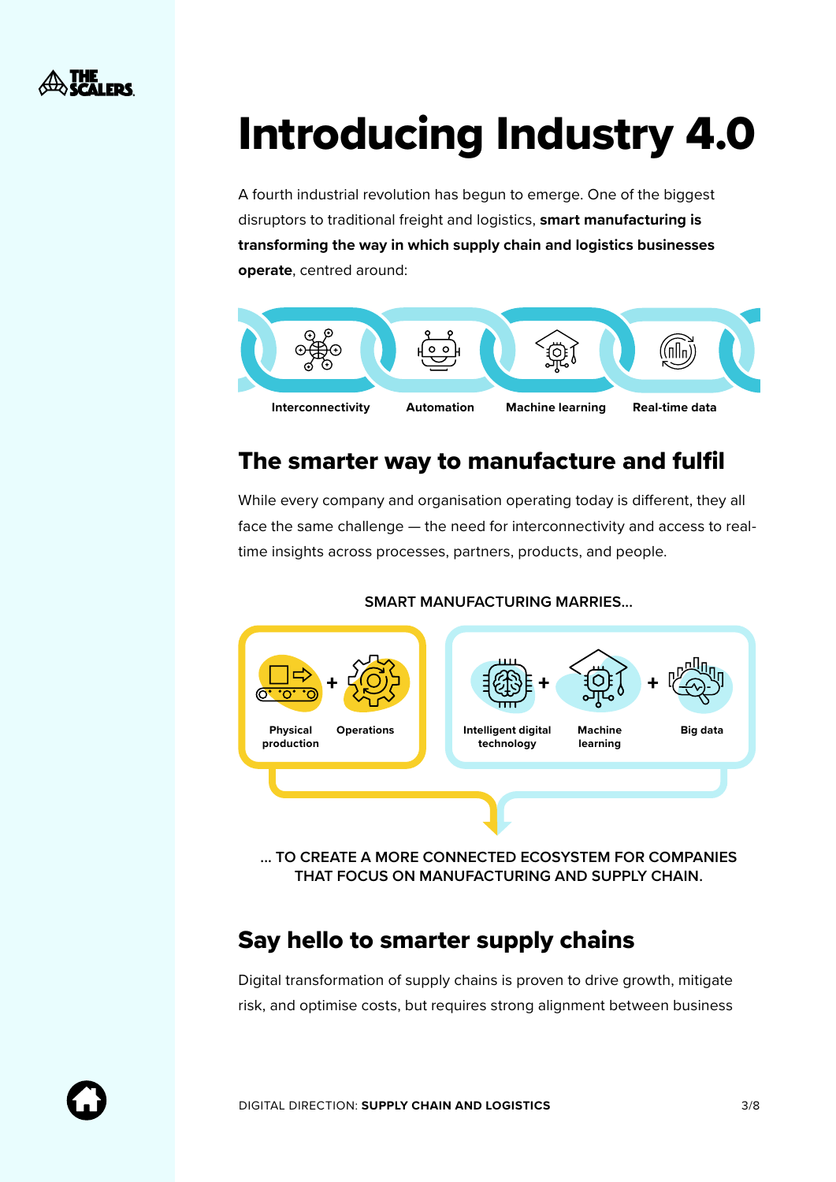# Introducing Industry 4.0

A fourth industrial revolution has begun to emerge. One of the biggest disruptors to traditional freight and logistics, **smart manufacturing is transforming the way in which supply chain and logistics businesses operate**, centred around:

- Interconnectivity
- Automation
- Machine learning
- Real-time data

## The smarter way to manufacture and fulfil

While every company and organisation operating today is different, they all face the same challenge — the need for interconnectivity and access to real-time insights across processes, partners, products, and people.

SMART MANUFACTURING MARRIES...

Physical production + Operations

Intelligent digital technology + Machine learning + Big data

... TO CREATE A MORE CONNECTED ECOSYSTEM FOR COMPANIES THAT FOCUS ON MANUFACTURING AND SUPPLY CHAIN.

## Say hello to smarter supply chains

Digital transformation of supply chains is proven to drive growth, mitigate risk, and optimise costs, but requires strong alignment between business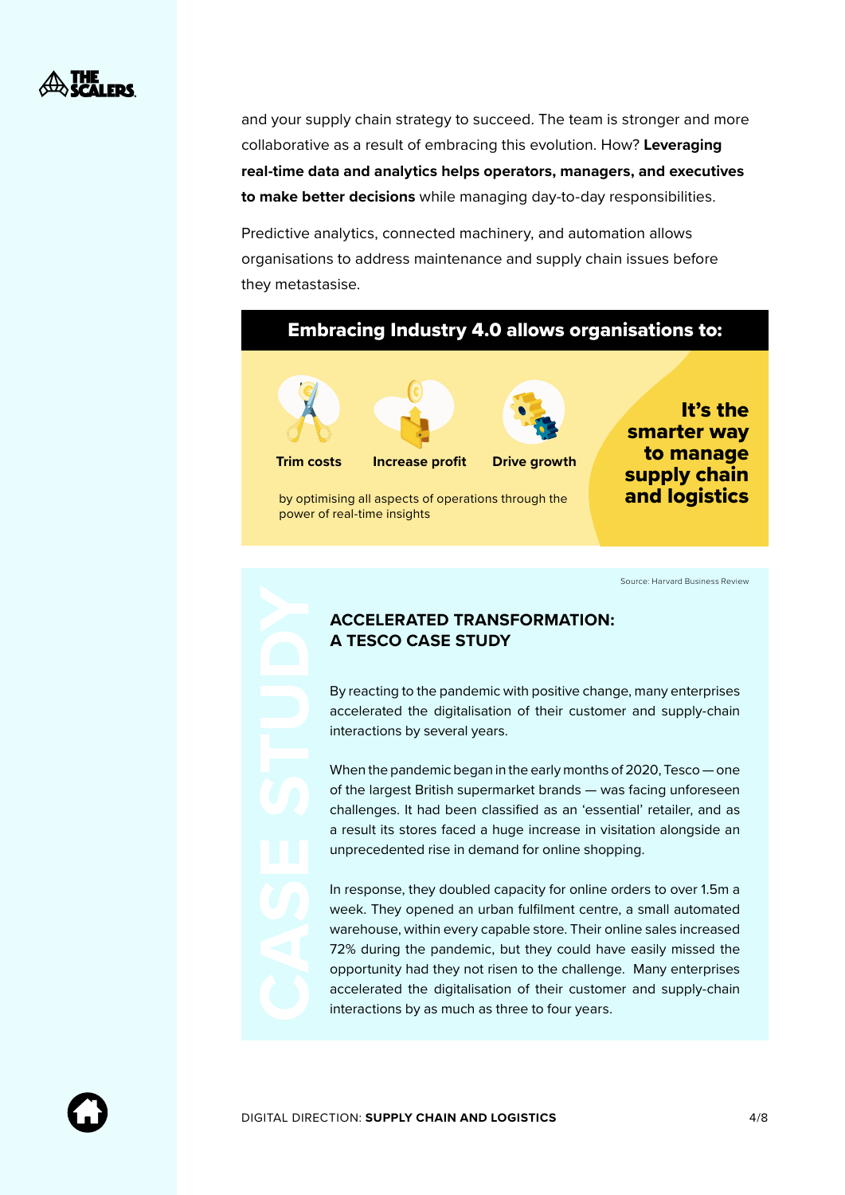and your supply chain strategy to succeed. The team is stronger and more collaborative as a result of embracing this evolution. How? **Leveraging real-time data and analytics helps operators, managers, and executives to make better decisions** while managing day-to-day responsibilities.

Predictive analytics, connected machinery, and automation allows organisations to address maintenance and supply chain issues before they metastasise.

## Embracing Industry 4.0 allows organisations to:

**Trim costs**

**Increase profit**

**Drive growth**

by optimising all aspects of operations through the power of real-time insights

**It's the smarter way to manage supply chain and logistics**

Source: Harvard Business Review

CASE STUDY

### ACCELERATED TRANSFORMATION: A TESCO CASE STUDY

By reacting to the pandemic with positive change, many enterprises accelerated the digitalisation of their customer and supply-chain interactions by several years.

When the pandemic began in the early months of 2020, Tesco — one of the largest British supermarket brands — was facing unforeseen challenges. It had been classified as an 'essential' retailer, and as a result its stores faced a huge increase in visitation alongside an unprecedented rise in demand for online shopping.

In response, they doubled capacity for online orders to over 1.5m a week. They opened an urban fulfilment centre, a small automated warehouse, within every capable store. Their online sales increased 72% during the pandemic, but they could have easily missed the opportunity had they not risen to the challenge. Many enterprises accelerated the digitalisation of their customer and supply-chain interactions by as much as three to four years.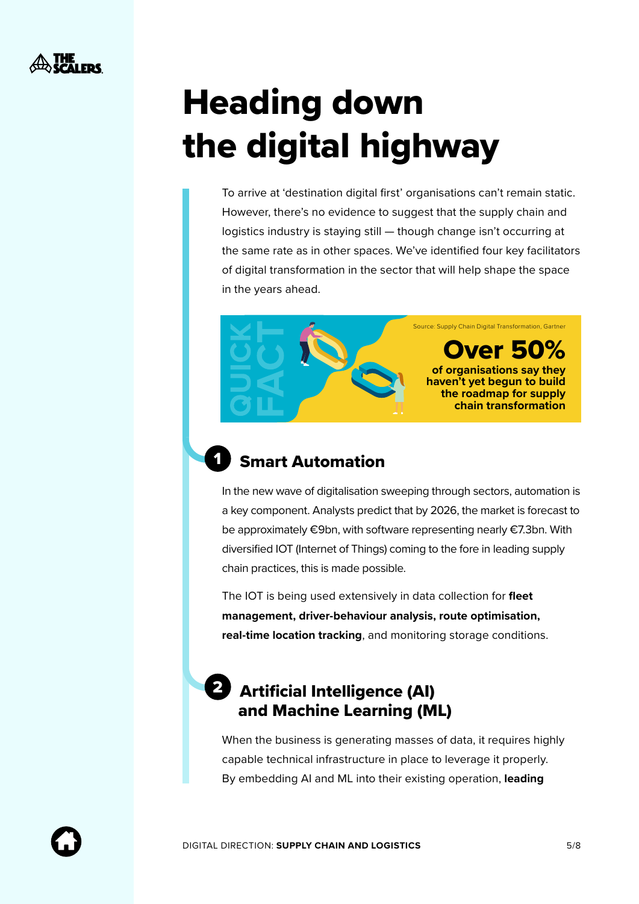# Heading down the digital highway

To arrive at 'destination digital first' organisations can't remain static. However, there's no evidence to suggest that the supply chain and logistics industry is staying still — though change isn't occurring at the same rate as in other spaces. We've identified four key facilitators of digital transformation in the sector that will help shape the space in the years ahead.

QUICK FACT

Source: Supply Chain Digital Transformation, Gartner

**Over 50%**

**of organisations say they haven't yet begun to build the roadmap for supply chain transformation**

## 1 Smart Automation

In the new wave of digitalisation sweeping through sectors, automation is a key component. Analysts predict that by 2026, the market is forecast to be approximately €9bn, with software representing nearly €7.3bn. With diversified IOT (Internet of Things) coming to the fore in leading supply chain practices, this is made possible.

The IOT is being used extensively in data collection for **fleet management, driver-behaviour analysis, route optimisation, real-time location tracking**, and monitoring storage conditions.

## 2 Artificial Intelligence (AI) and Machine Learning (ML)

When the business is generating masses of data, it requires highly capable technical infrastructure in place to leverage it properly. By embedding AI and ML into their existing operation, **leading**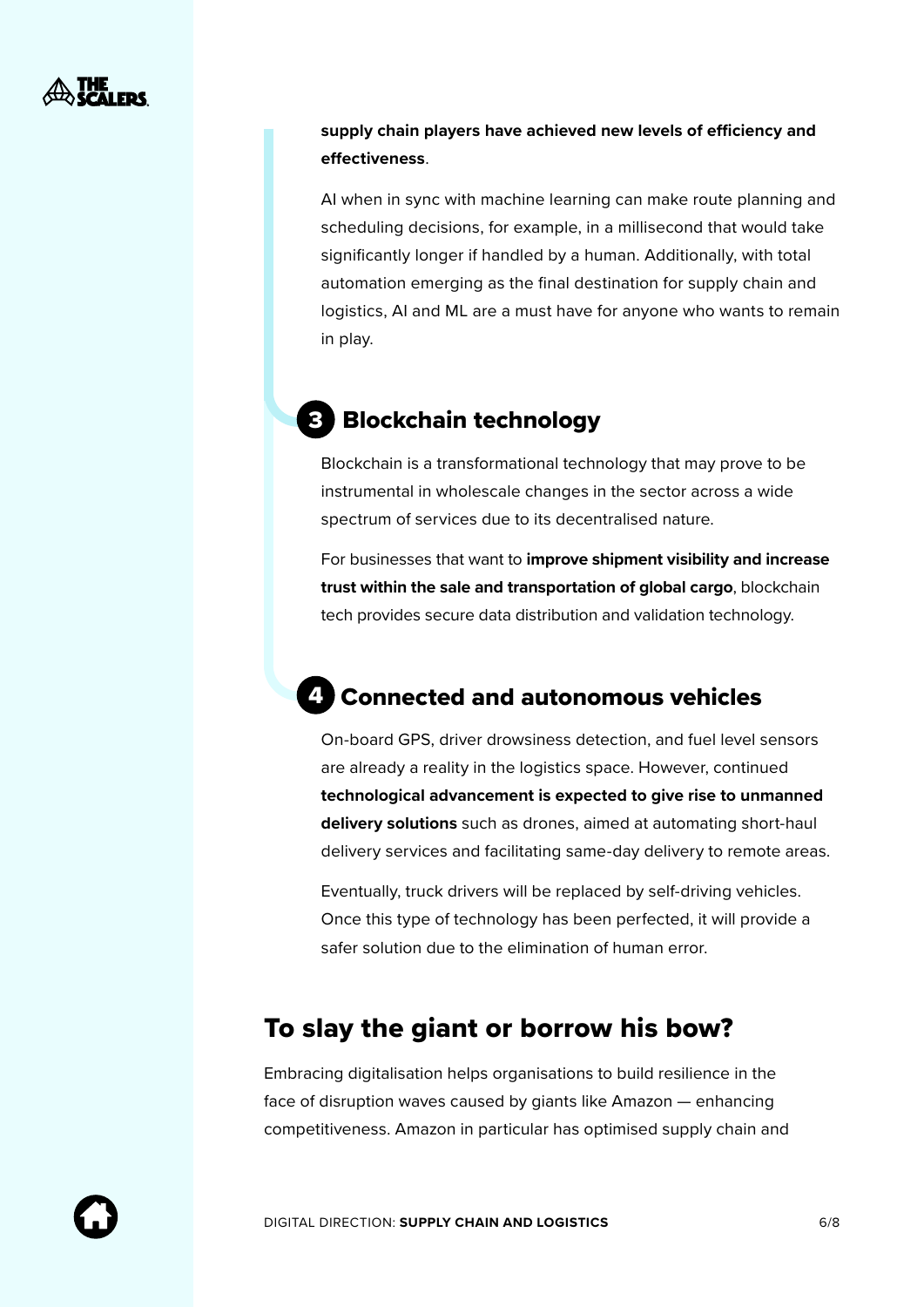**supply chain players have achieved new levels of efficiency and effectiveness**.

AI when in sync with machine learning can make route planning and scheduling decisions, for example, in a millisecond that would take significantly longer if handled by a human. Additionally, with total automation emerging as the final destination for supply chain and logistics, AI and ML are a must have for anyone who wants to remain in play.

### 3 Blockchain technology

Blockchain is a transformational technology that may prove to be instrumental in wholescale changes in the sector across a wide spectrum of services due to its decentralised nature.

For businesses that want to **improve shipment visibility and increase trust within the sale and transportation of global cargo**, blockchain tech provides secure data distribution and validation technology.

### 4 Connected and autonomous vehicles

On-board GPS, driver drowsiness detection, and fuel level sensors are already a reality in the logistics space. However, continued **technological advancement is expected to give rise to unmanned delivery solutions** such as drones, aimed at automating short-haul delivery services and facilitating same-day delivery to remote areas.

Eventually, truck drivers will be replaced by self-driving vehicles. Once this type of technology has been perfected, it will provide a safer solution due to the elimination of human error.

## To slay the giant or borrow his bow?

Embracing digitalisation helps organisations to build resilience in the face of disruption waves caused by giants like Amazon — enhancing competitiveness. Amazon in particular has optimised supply chain and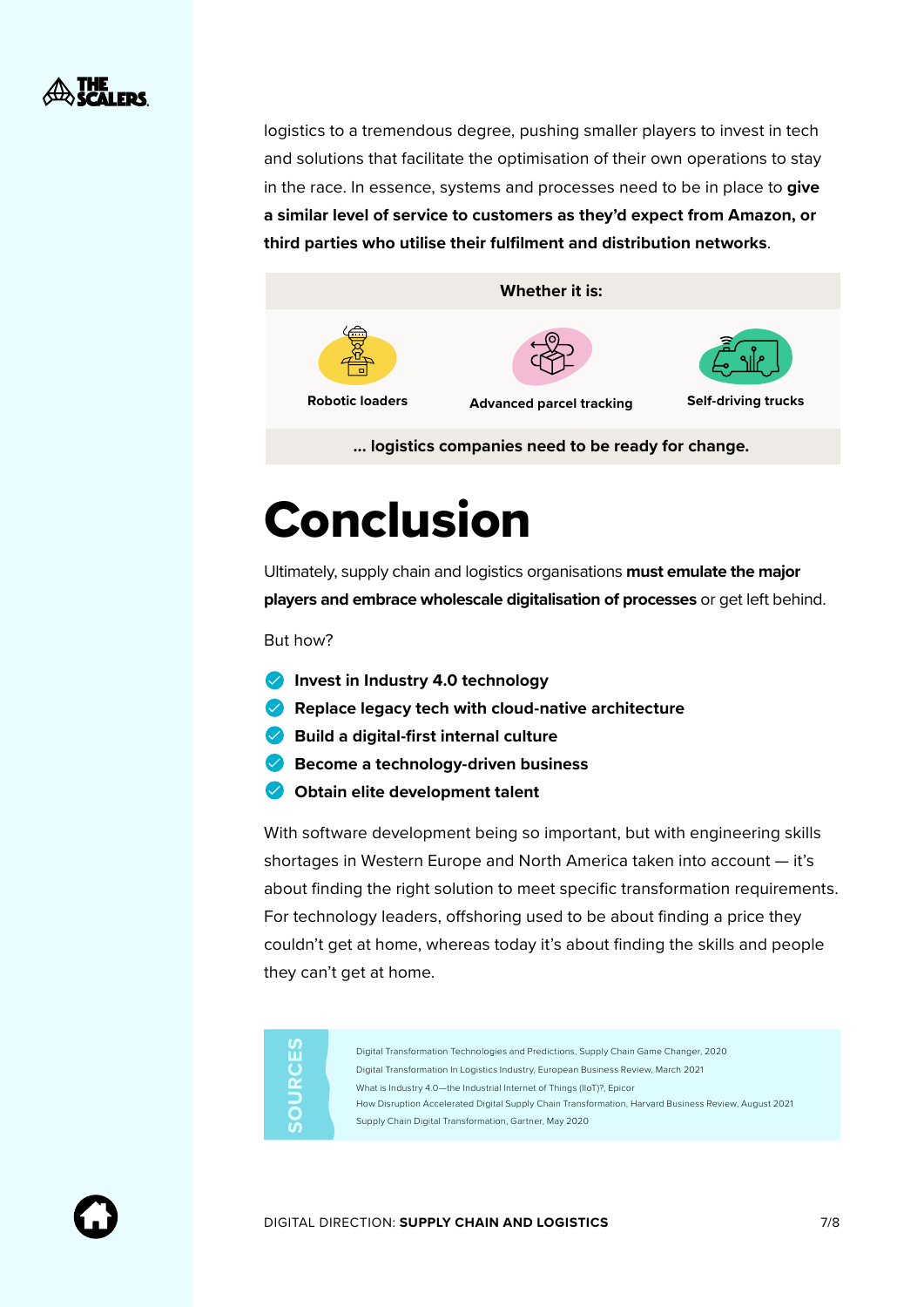logistics to a tremendous degree, pushing smaller players to invest in tech and solutions that facilitate the optimisation of their own operations to stay in the race. In essence, systems and processes need to be in place to **give a similar level of service to customers as they'd expect from Amazon, or third parties who utilise their fulfilment and distribution networks**.

**Whether it is:**

- **Robotic loaders**
- **Advanced parcel tracking**
- **Self-driving trucks**

**... logistics companies need to be ready for change.**

# Conclusion

Ultimately, supply chain and logistics organisations **must emulate the major players and embrace wholescale digitalisation of processes** or get left behind.

But how?

- **Invest in Industry 4.0 technology**
- **Replace legacy tech with cloud-native architecture**
- **Build a digital-first internal culture**
- **Become a technology-driven business**
- **Obtain elite development talent**

With software development being so important, but with engineering skills shortages in Western Europe and North America taken into account — it's about finding the right solution to meet specific transformation requirements. For technology leaders, offshoring used to be about finding a price they couldn't get at home, whereas today it's about finding the skills and people they can't get at home.

**SOURCES**

Digital Transformation Technologies and Predictions, Supply Chain Game Changer, 2020
Digital Transformation In Logistics Industry, European Business Review, March 2021
What is Industry 4.0—the Industrial Internet of Things (IIoT)?, Epicor
How Disruption Accelerated Digital Supply Chain Transformation, Harvard Business Review, August 2021
Supply Chain Digital Transformation, Gartner, May 2020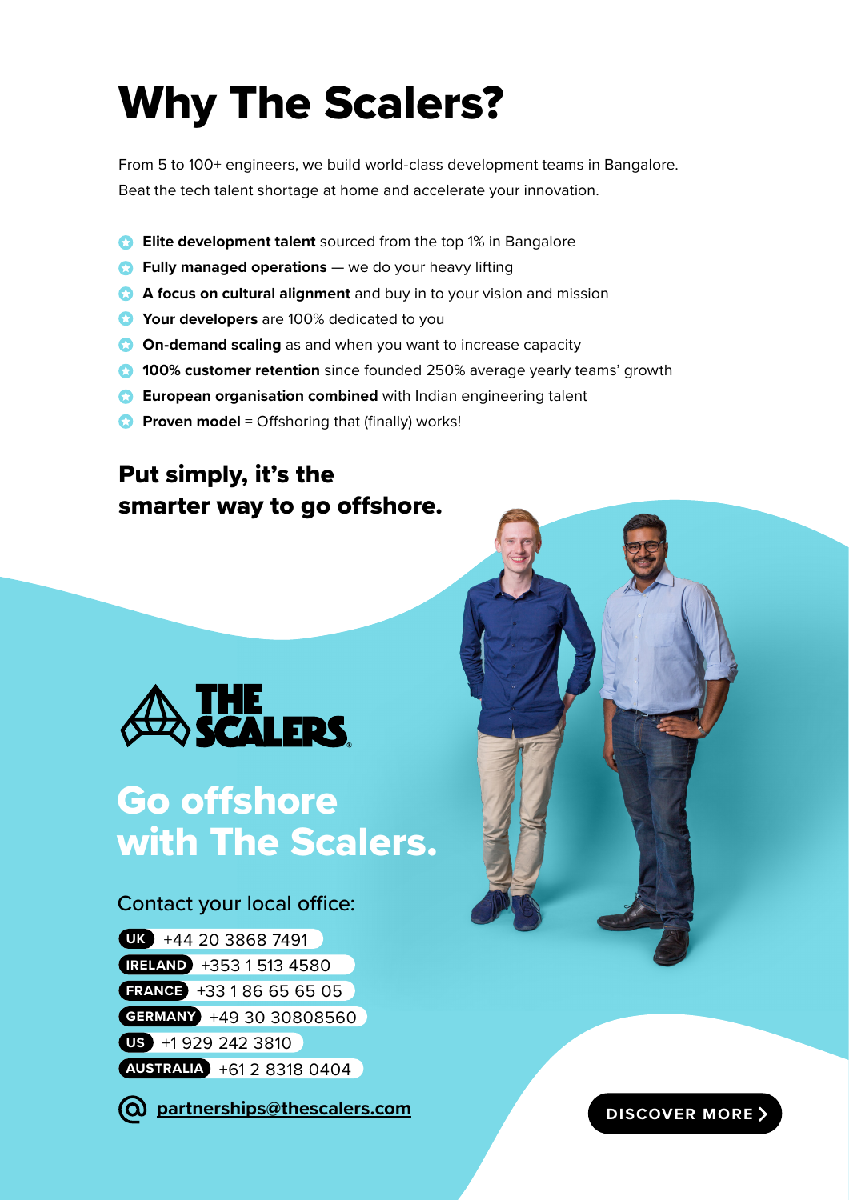# Why The Scalers?

From 5 to 100+ engineers, we build world-class development teams in Bangalore. Beat the tech talent shortage at home and accelerate your innovation.

- **Elite development talent** sourced from the top 1% in Bangalore
- **Fully managed operations** — we do your heavy lifting
- **A focus on cultural alignment** and buy in to your vision and mission
- **Your developers** are 100% dedicated to you
- **On-demand scaling** as and when you want to increase capacity
- **100% customer retention** since founded 250% average yearly teams' growth
- **European organisation combined** with Indian engineering talent
- **Proven model** = Offshoring that (finally) works!

**Put simply, it's the smarter way to go offshore.**

THE SCALERS

## Go offshore with The Scalers.

Contact your local office:

**UK** +44 20 3868 7491
**IRELAND** +353 1 513 4580
**FRANCE** +33 1 86 65 65 05
**GERMANY** +49 30 30808560
**US** +1 929 242 3810
**AUSTRALIA** +61 2 8318 0404

@ partnerships@thescalers.com

DISCOVER MORE >